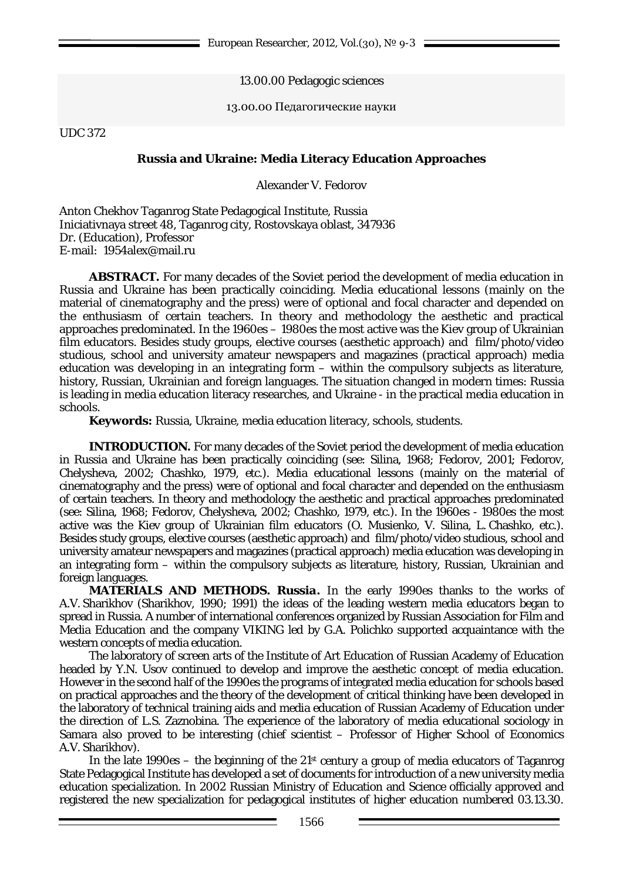13.00.00 Pedagogic sciences

13.00.00 Педагогические науки

UDC 372

## Russia and Ukraine: Media Literacy Education Approaches

Alexander V. Fedorov

Anton Chekhov Taganrog State Pedagogical Institute, Russia
Iniciativnaya street 48, Taganrog city, Rostovskaya oblast, 347936
Dr. (Education), Professor
E-mail: 1954alex@mail.ru

**ABSTRACT.** For many decades of the Soviet period the development of media education in Russia and Ukraine has been practically coinciding. Media educational lessons (mainly on the material of cinematography and the press) were of optional and focal character and depended on the enthusiasm of certain teachers. In theory and methodology the aesthetic and practical approaches predominated. In the 1960es – 1980es the most active was the Kiev group of Ukrainian film educators. Besides study groups, elective courses (aesthetic approach) and film/photo/video studious, school and university amateur newspapers and magazines (practical approach) media education was developing in an integrating form – within the compulsory subjects as literature, history, Russian, Ukrainian and foreign languages. The situation changed in modern times: Russia is leading in media education literacy researches, and Ukraine - in the practical media education in schools.

**Keywords:** Russia, Ukraine, media education literacy, schools, students.

**INTRODUCTION.** For many decades of the Soviet period the development of media education in Russia and Ukraine has been practically coinciding (see: Silina, 1968; Fedorov, 2001; Fedorov, Chelysheva, 2002; Chashko, 1979, etc.). Media educational lessons (mainly on the material of cinematography and the press) were of optional and focal character and depended on the enthusiasm of certain teachers. In theory and methodology the aesthetic and practical approaches predominated (see: Silina, 1968; Fedorov, Chelysheva, 2002; Chashko, 1979, etc.). In the 1960es - 1980es the most active was the Kiev group of Ukrainian film educators (O. Musienko, V. Silina, L. Chashko, etc.). Besides study groups, elective courses (aesthetic approach) and film/photo/video studious, school and university amateur newspapers and magazines (practical approach) media education was developing in an integrating form – within the compulsory subjects as literature, history, Russian, Ukrainian and foreign languages.

**MATERIALS AND METHODS. Russia.** In the early 1990es thanks to the works of A.V. Sharikhov (Sharikhov, 1990; 1991) the ideas of the leading western media educators began to spread in Russia. A number of international conferences organized by Russian Association for Film and Media Education and the company VIKING led by G.A. Polichko supported acquaintance with the western concepts of media education.

The laboratory of screen arts of the Institute of Art Education of Russian Academy of Education headed by Y.N. Usov continued to develop and improve the aesthetic concept of media education. However in the second half of the 1990es the programs of integrated media education for schools based on practical approaches and the theory of the development of critical thinking have been developed in the laboratory of technical training aids and media education of Russian Academy of Education under the direction of L.S. Zaznobina. The experience of the laboratory of media educational sociology in Samara also proved to be interesting (chief scientist – Professor of Higher School of Economics A.V. Sharikhov).

In the late 1990es – the beginning of the 21st century a group of media educators of Taganrog State Pedagogical Institute has developed a set of documents for introduction of a new university media education specialization. In 2002 Russian Ministry of Education and Science officially approved and registered the new specialization for pedagogical institutes of higher education numbered 03.13.30.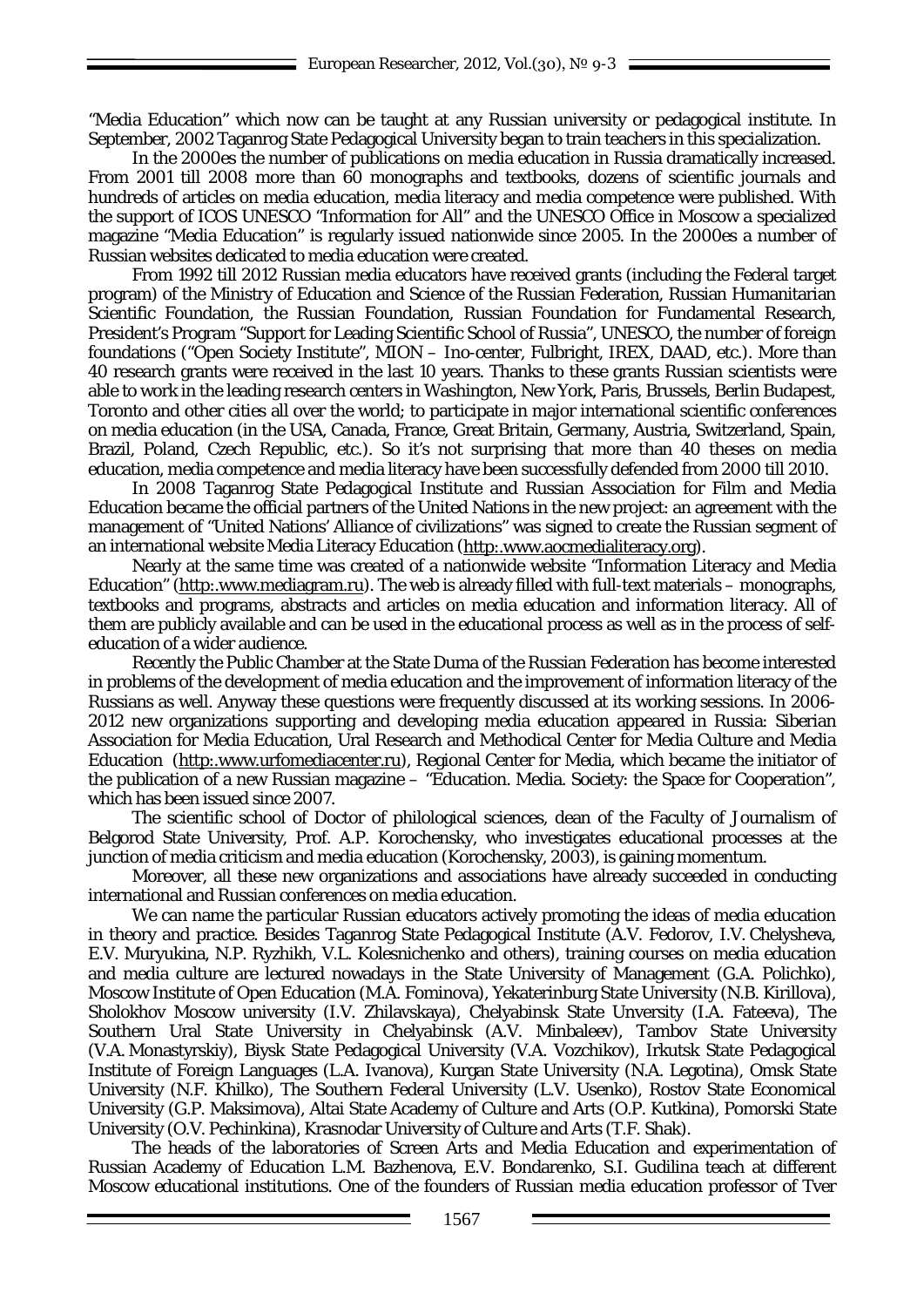"Media Education" which now can be taught at any Russian university or pedagogical institute. In September, 2002 Taganrog State Pedagogical University began to train teachers in this specialization.

In the 2000es the number of publications on media education in Russia dramatically increased. From 2001 till 2008 more than 60 monographs and textbooks, dozens of scientific journals and hundreds of articles on media education, media literacy and media competence were published. With the support of ICOS UNESCO "Information for All" and the UNESCO Office in Moscow a specialized magazine "Media Education" is regularly issued nationwide since 2005. In the 2000es a number of Russian websites dedicated to media education were created.

From 1992 till 2012 Russian media educators have received grants (including the Federal target program) of the Ministry of Education and Science of the Russian Federation, Russian Humanitarian Scientific Foundation, the Russian Foundation, Russian Foundation for Fundamental Research, President's Program "Support for Leading Scientific School of Russia", UNESCO, the number of foreign foundations ("Open Society Institute", MION – Ino-center, Fulbright, IREX, DAAD, etc.). More than 40 research grants were received in the last 10 years. Thanks to these grants Russian scientists were able to work in the leading research centers in Washington, New York, Paris, Brussels, Berlin Budapest, Toronto and other cities all over the world; to participate in major international scientific conferences on media education (in the USA, Canada, France, Great Britain, Germany, Austria, Switzerland, Spain, Brazil, Poland, Czech Republic, etc.). So it's not surprising that more than 40 theses on media education, media competence and media literacy have been successfully defended from 2000 till 2010.

In 2008 Taganrog State Pedagogical Institute and Russian Association for Film and Media Education became the official partners of the United Nations in the new project: an agreement with the management of "United Nations' Alliance of civilizations" was signed to create the Russian segment of an international website Media Literacy Education (http:.www.aocmedialiteracy.org).

Nearly at the same time was created of a nationwide website "Information Literacy and Media Education" (http:.www.mediagram.ru). The web is already filled with full-text materials – monographs, textbooks and programs, abstracts and articles on media education and information literacy. All of them are publicly available and can be used in the educational process as well as in the process of self-education of a wider audience.

Recently the Public Chamber at the State Duma of the Russian Federation has become interested in problems of the development of media education and the improvement of information literacy of the Russians as well. Anyway these questions were frequently discussed at its working sessions. In 2006-2012 new organizations supporting and developing media education appeared in Russia: Siberian Association for Media Education, Ural Research and Methodical Center for Media Culture and Media Education (http:.www.urfomediacenter.ru), Regional Center for Media, which became the initiator of the publication of a new Russian magazine – "Education. Media. Society: the Space for Cooperation", which has been issued since 2007.

The scientific school of Doctor of philological sciences, dean of the Faculty of Journalism of Belgorod State University, Prof. A.P. Korochensky, who investigates educational processes at the junction of media criticism and media education (Korochensky, 2003), is gaining momentum.

Moreover, all these new organizations and associations have already succeeded in conducting international and Russian conferences on media education.

We can name the particular Russian educators actively promoting the ideas of media education in theory and practice. Besides Taganrog State Pedagogical Institute (A.V. Fedorov, I.V. Chelysheva, E.V. Muryukina, N.P. Ryzhikh, V.L. Kolesnichenko and others), training courses on media education and media culture are lectured nowadays in the State University of Management (G.A. Polichko), Moscow Institute of Open Education (M.A. Fominova), Yekaterinburg State University (N.B. Kirillova), Sholokhov Moscow university (I.V. Zhilavskaya), Chelyabinsk State Unversity (I.A. Fateeva), The Southern Ural State University in Chelyabinsk (A.V. Minbaleev), Tambov State University (V.A. Monastyrskiy), Biysk State Pedagogical University (V.A. Vozchikov), Irkutsk State Pedagogical Institute of Foreign Languages (L.A. Ivanova), Kurgan State University (N.A. Legotina), Omsk State University (N.F. Khilko), The Southern Federal University (L.V. Usenko), Rostov State Economical University (G.P. Maksimova), Altai State Academy of Culture and Arts (O.P. Kutkina), Pomorski State University (O.V. Pechinkina), Krasnodar University of Culture and Arts (T.F. Shak).

The heads of the laboratories of Screen Arts and Media Education and experimentation of Russian Academy of Education L.M. Bazhenova, E.V. Bondarenko, S.I. Gudilina teach at different Moscow educational institutions. One of the founders of Russian media education professor of Tver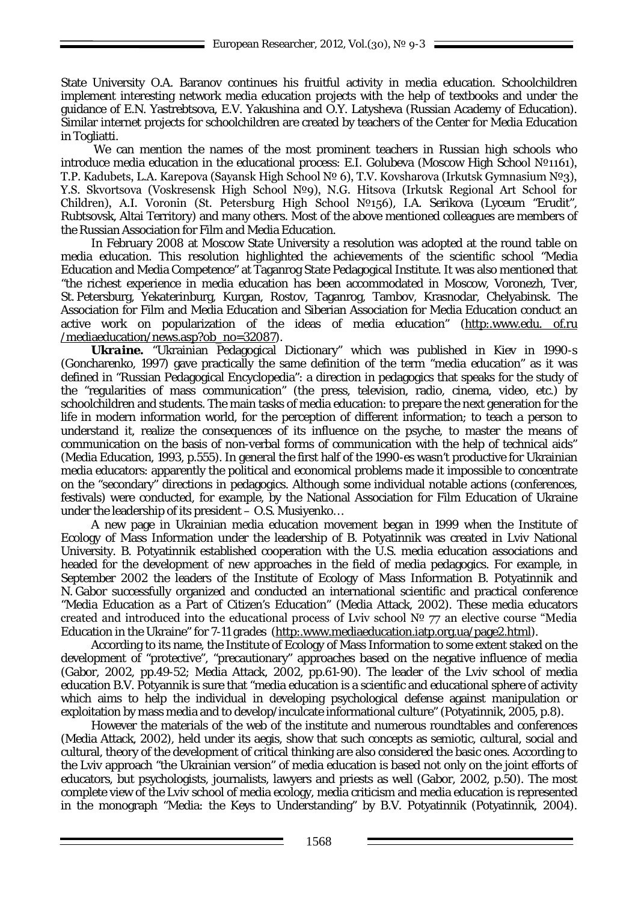State University O.A. Baranov continues his fruitful activity in media education. Schoolchildren implement interesting network media education projects with the help of textbooks and under the guidance of E.N. Yastrebtsova, E.V. Yakushina and O.Y. Latysheva (Russian Academy of Education). Similar internet projects for schoolchildren are created by teachers of the Center for Media Education in Togliatti.

We can mention the names of the most prominent teachers in Russian high schools who introduce media education in the educational process: E.I. Golubeva (Moscow High School №1161), T.P. Kadubets, L.A. Karepova (Sayansk High School № 6), T.V. Kovsharova (Irkutsk Gymnasium №3), Y.S. Skvortsova (Voskresensk High School №9), N.G. Hitsova (Irkutsk Regional Art School for Children), A.I. Voronin (St. Petersburg High School №156), I.A. Serikova (Lyceum "Erudit", Rubtsovsk, Altai Territory) and many others. Most of the above mentioned colleagues are members of the Russian Association for Film and Media Education.

In February 2008 at Moscow State University a resolution was adopted at the round table on media education. This resolution highlighted the achievements of the scientific school "Media Education and Media Competence" at Taganrog State Pedagogical Institute. It was also mentioned that "the richest experience in media education has been accommodated in Moscow, Voronezh, Tver, St. Petersburg, Yekaterinburg, Kurgan, Rostov, Taganrog, Tambov, Krasnodar, Chelyabinsk. The Association for Film and Media Education and Siberian Association for Media Education conduct an active work on popularization of the ideas of media education" (http:.www.edu. of.ru /mediaeducation/news.asp?ob_no=32087).

***Ukraine.*** "Ukrainian Pedagogical Dictionary" which was published in Kiev in 1990-s (Goncharenko, 1997) gave practically the same definition of the term "media education" as it was defined in "Russian Pedagogical Encyclopedia": a direction in pedagogics that speaks for the study of the "regularities of mass communication" (the press, television, radio, cinema, video, etc.) by schoolchildren and students. The main tasks of media education: to prepare the next generation for the life in modern information world, for the perception of different information; to teach a person to understand it, realize the consequences of its influence on the psyche, to master the means of communication on the basis of non-verbal forms of communication with the help of technical aids" (Media Education, 1993, p.555). In general the first half of the 1990-es wasn't productive for Ukrainian media educators: apparently the political and economical problems made it impossible to concentrate on the "secondary" directions in pedagogics. Although some individual notable actions (conferences, festivals) were conducted, for example, by the National Association for Film Education of Ukraine under the leadership of its president – O.S. Musiyenko…

A new page in Ukrainian media education movement began in 1999 when the Institute of Ecology of Mass Information under the leadership of B. Potyatinnik was created in Lviv National University. B. Potyatinnik established cooperation with the U.S. media education associations and headed for the development of new approaches in the field of media pedagogics. For example, in September 2002 the leaders of the Institute of Ecology of Mass Information B. Potyatinnik and N. Gabor successfully organized and conducted an international scientific and practical conference "Media Education as a Part of Citizen's Education" (Media Attack, 2002). These media educators created and introduced into the educational process of Lviv school № 77 an elective course "Media Education in the Ukraine" for 7-11 grades (http:.www.mediaeducation.iatp.org.ua/page2.html).

According to its name, the Institute of Ecology of Mass Information to some extent staked on the development of "protective", "precautionary" approaches based on the negative influence of media (Gabor, 2002, pp.49-52; Media Attack, 2002, pp.61-90). The leader of the Lviv school of media education B.V. Potyannik is sure that "media education is a scientific and educational sphere of activity which aims to help the individual in developing psychological defense against manipulation or exploitation by mass media and to develop/inculcate informational culture" (Potyatinnik, 2005, p.8).

However the materials of the web of the institute and numerous roundtables and conferences (Media Attack, 2002), held under its aegis, show that such concepts as semiotic, cultural, social and cultural, theory of the development of critical thinking are also considered the basic ones. According to the Lviv approach "the Ukrainian version" of media education is based not only on the joint efforts of educators, but psychologists, journalists, lawyers and priests as well (Gabor, 2002, p.50). The most complete view of the Lviv school of media ecology, media criticism and media education is represented in the monograph "Media: the Keys to Understanding" by B.V. Potyatinnik (Potyatinnik, 2004).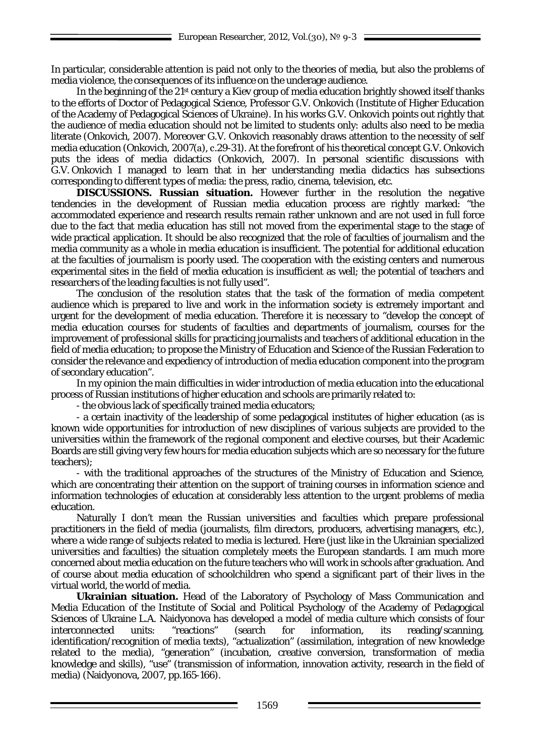In particular, considerable attention is paid not only to the theories of media, but also the problems of media violence, the consequences of its influence on the underage audience.

In the beginning of the 21st century a Kiev group of media education brightly showed itself thanks to the efforts of Doctor of Pedagogical Science, Professor G.V. Onkovich (Institute of Higher Education of the Academy of Pedagogical Sciences of Ukraine). In his works G.V. Onkovich points out rightly that the audience of media education should not be limited to students only: adults also need to be media literate (Onkovich, 2007). Moreover G.V. Onkovich reasonably draws attention to the necessity of self media education (Onkovich, 2007(a), c.29-31). At the forefront of his theoretical concept G.V. Onkovich puts the ideas of media didactics (Onkovich, 2007). In personal scientific discussions with G.V. Onkovich I managed to learn that in her understanding media didactics has subsections corresponding to different types of media: the press, radio, cinema, television, etc.

**DISCUSSIONS. Russian situation.** However further in the resolution the negative tendencies in the development of Russian media education process are rightly marked: "the accommodated experience and research results remain rather unknown and are not used in full force due to the fact that media education has still not moved from the experimental stage to the stage of wide practical application. It should be also recognized that the role of faculties of journalism and the media community as a whole in media education is insufficient. The potential for additional education at the faculties of journalism is poorly used. The cooperation with the existing centers and numerous experimental sites in the field of media education is insufficient as well; the potential of teachers and researchers of the leading faculties is not fully used".

The conclusion of the resolution states that the task of the formation of media competent audience which is prepared to live and work in the information society is extremely important and urgent for the development of media education. Therefore it is necessary to "develop the concept of media education courses for students of faculties and departments of journalism, courses for the improvement of professional skills for practicing journalists and teachers of additional education in the field of media education; to propose the Ministry of Education and Science of the Russian Federation to consider the relevance and expediency of introduction of media education component into the program of secondary education".

In my opinion the main difficulties in wider introduction of media education into the educational process of Russian institutions of higher education and schools are primarily related to:

- the obvious lack of specifically trained media educators;
- a certain inactivity of the leadership of some pedagogical institutes of higher education (as is known wide opportunities for introduction of new disciplines of various subjects are provided to the universities within the framework of the regional component and elective courses, but their Academic Boards are still giving very few hours for media education subjects which are so necessary for the future teachers);
- with the traditional approaches of the structures of the Ministry of Education and Science, which are concentrating their attention on the support of training courses in information science and information technologies of education at considerably less attention to the urgent problems of media education.

Naturally I don't mean the Russian universities and faculties which prepare professional practitioners in the field of media (journalists, film directors, producers, advertising managers, etc.), where a wide range of subjects related to media is lectured. Here (just like in the Ukrainian specialized universities and faculties) the situation completely meets the European standards. I am much more concerned about media education on the future teachers who will work in schools after graduation. And of course about media education of schoolchildren who spend a significant part of their lives in the virtual world, the world of media.

**Ukrainian situation.** Head of the Laboratory of Psychology of Mass Communication and Media Education of the Institute of Social and Political Psychology of the Academy of Pedagogical Sciences of Ukraine L.A. Naidyonova has developed a model of media culture which consists of four interconnected units: "reactions" (search for information, its reading/scanning, identification/recognition of media texts), "actualization" (assimilation, integration of new knowledge related to the media), "generation" (incubation, creative conversion, transformation of media knowledge and skills), "use" (transmission of information, innovation activity, research in the field of media) (Naidyonova, 2007, pp.165-166).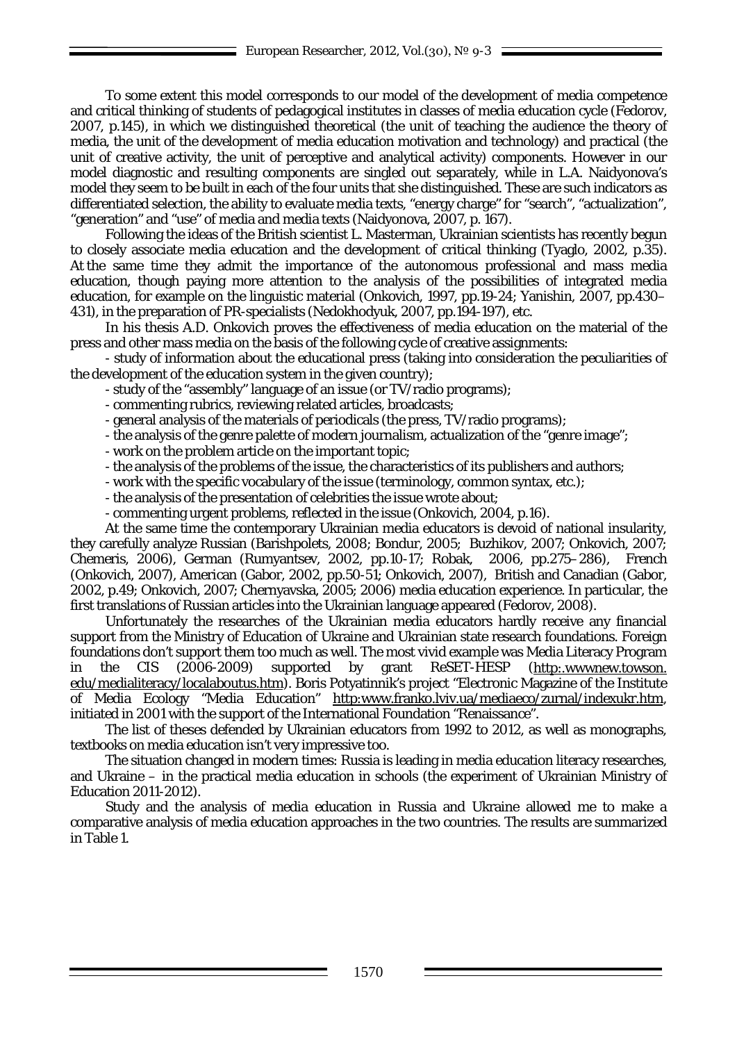To some extent this model corresponds to our model of the development of media competence and critical thinking of students of pedagogical institutes in classes of media education cycle (Fedorov, 2007, p.145), in which we distinguished theoretical (the unit of teaching the audience the theory of media, the unit of the development of media education motivation and technology) and practical (the unit of creative activity, the unit of perceptive and analytical activity) components. However in our model diagnostic and resulting components are singled out separately, while in L.A. Naidyonova's model they seem to be built in each of the four units that she distinguished. These are such indicators as differentiated selection, the ability to evaluate media texts, "energy charge" for "search", "actualization", "generation" and "use" of media and media texts (Naidyonova, 2007, p. 167).

Following the ideas of the British scientist L. Masterman, Ukrainian scientists has recently begun to closely associate media education and the development of critical thinking (Tyaglo, 2002, p.35). At the same time they admit the importance of the autonomous professional and mass media education, though paying more attention to the analysis of the possibilities of integrated media education, for example on the linguistic material (Onkovich, 1997, pp.19-24; Yanishin, 2007, pp.430–431), in the preparation of PR-specialists (Nedokhodyuk, 2007, pp.194-197), etc.

In his thesis A.D. Onkovich proves the effectiveness of media education on the material of the press and other mass media on the basis of the following cycle of creative assignments:

- study of information about the educational press (taking into consideration the peculiarities of the development of the education system in the given country);
- study of the "assembly" language of an issue (or TV/radio programs);
- commenting rubrics, reviewing related articles, broadcasts;
- general analysis of the materials of periodicals (the press, TV/radio programs);
- the analysis of the genre palette of modern journalism, actualization of the "genre image";
- work on the problem article on the important topic;
- the analysis of the problems of the issue, the characteristics of its publishers and authors;
- work with the specific vocabulary of the issue (terminology, common syntax, etc.);
- the analysis of the presentation of celebrities the issue wrote about;
- commenting urgent problems, reflected in the issue (Onkovich, 2004, p.16).

At the same time the contemporary Ukrainian media educators is devoid of national insularity, they carefully analyze Russian (Barishpolets, 2008; Bondur, 2005; Buzhikov, 2007; Onkovich, 2007; Chemeris, 2006), German (Rumyantsev, 2002, pp.10-17; Robak, 2006, pp.275–286), French (Onkovich, 2007), American (Gabor, 2002, pp.50-51; Onkovich, 2007), British and Canadian (Gabor, 2002, p.49; Onkovich, 2007; Chernyavska, 2005; 2006) media education experience. In particular, the first translations of Russian articles into the Ukrainian language appeared (Fedorov, 2008).

Unfortunately the researches of the Ukrainian media educators hardly receive any financial support from the Ministry of Education of Ukraine and Ukrainian state research foundations. Foreign foundations don't support them too much as well. The most vivid example was Media Literacy Program in the CIS (2006-2009) supported by grant ReSET-HESP (http:.wwwnew.towson.edu/medialiteracy/localaboutus.htm). Boris Potyatinnik's project "Electronic Magazine of the Institute of Media Ecology "Media Education" http:www.franko.lviv.ua/mediaeco/zurnal/indexukr.htm, initiated in 2001 with the support of the International Foundation "Renaissance".

The list of theses defended by Ukrainian educators from 1992 to 2012, as well as monographs, textbooks on media education isn't very impressive too.

The situation changed in modern times: Russia is leading in media education literacy researches, and Ukraine – in the practical media education in schools (the experiment of Ukrainian Ministry of Education 2011-2012).

Study and the analysis of media education in Russia and Ukraine allowed me to make a comparative analysis of media education approaches in the two countries. The results are summarized in Table 1.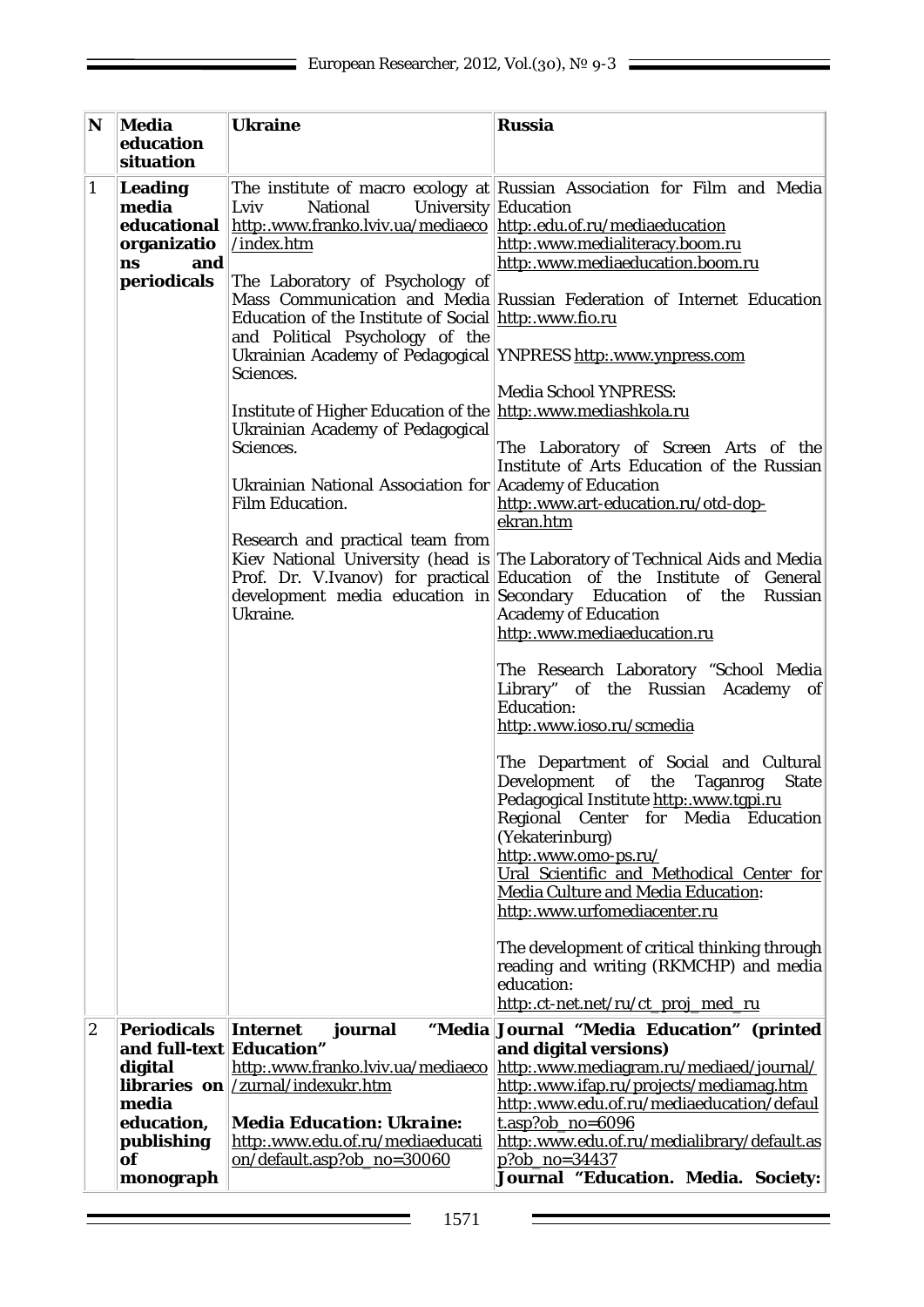| N | Media education situation | Ukraine | Russia |
|---|---|---|---|
| 1 | **Leading media educational organizations and periodicals** | The institute of macro ecology at Lviv National University http:.www.franko.lviv.ua/mediaeco/index.htm<br><br>The Laboratory of Psychology of Mass Communication and Media Education of the Institute of Social and Political Psychology of the Ukrainian Academy of Pedagogical Sciences.<br><br>Institute of Higher Education of the Ukrainian Academy of Pedagogical Sciences.<br><br>Ukrainian National Association for Film Education.<br><br>Research and practical team from Kiev National University (head is Prof. Dr. V.Ivanov) for practical development media education in Ukraine. | Russian Association for Film and Media Education http:.edu.of.ru/mediaeducation http:.www.medialiteracy.boom.ru http:.www.mediaeducation.boom.ru<br><br>Russian Federation of Internet Education http:.www.fio.ru<br><br>YNPRESS http:.www.ynpress.com<br><br>Media School YNPRESS: http:.www.mediashkola.ru<br><br>The Laboratory of Screen Arts of the Institute of Arts Education of the Russian Academy of Education http:.www.art-education.ru/otd-dop-ekran.htm<br><br>The Laboratory of Technical Aids and Media Education of the Institute of General Secondary Education of the Russian Academy of Education http:.www.mediaeducation.ru<br><br>The Research Laboratory "School Media Library" of the Russian Academy of Education: http:.www.ioso.ru/scmedia<br><br>The Department of Social and Cultural Development of the Taganrog State Pedagogical Institute http:.www.tgpi.ru<br>Regional Center for Media Education (Yekaterinburg) http:.www.omo-ps.ru/<br>Ural Scientific and Methodical Center for Media Culture and Media Education: http:.www.urfomediacenter.ru<br><br>The development of critical thinking through reading and writing (RKMCHP) and media education: http:.ct-net.net/ru/ct_proj_med_ru |
| 2 | **Periodicals and full-text digital libraries on media education, publishing of monograph** | **Internet journal "Media Education"** http:.www.franko.lviv.ua/mediaeco/zurnal/indexukr.htm<br><br>***Media Education: Ukraine:*** http:.www.edu.of.ru/mediaeducation/default.asp?ob_no=30060 | **Journal "Media Education" (printed and digital versions)** http:.www.mediagram.ru/mediaed/journal/ http:.www.ifap.ru/projects/mediamag.htm http:.www.edu.of.ru/mediaeducation/default.asp?ob_no=6096 http:.www.edu.of.ru/medialibrary/default.asp?ob_no=34437<br>**Journal "Education. Media. Society:** |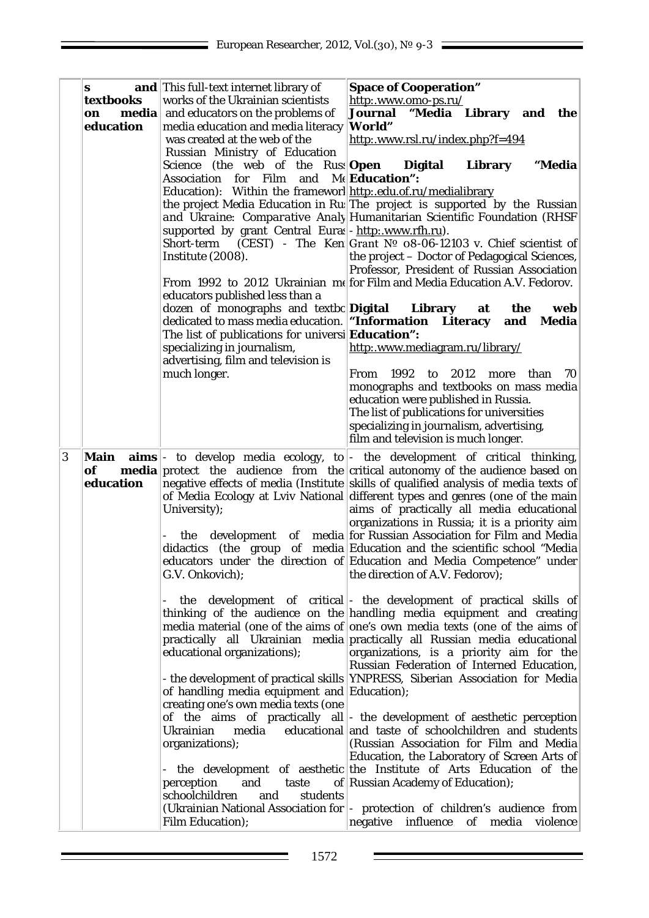| | s and textbooks on media education | This full-text internet library of works of the Ukrainian scientists and educators on the problems of media education and media literacy was created at the web of the Russian Ministry of Education Science (the web of the Russ Association for Film and Me Education): Within the framewor the project Media Education in Ru and Ukraine: Comparative Analy supported by grant Central Euras Short-term (CEST) - The Ken Institute (2008).<br><br>From 1992 to 2012 Ukrainian me educators published less than a dozen of monographs and textbo dedicated to mass media education. The list of publications for universi specializing in journalism, advertising, film and television is much longer. | **Space of Cooperation"**<br>http:.www.omo-ps.ru/<br>**Journal "Media Library and the World"**<br>http:.www.rsl.ru/index.php?f=494<br><br>**Open Digital Library "Media Education":**<br>http:.edu.of.ru/medialibrary<br>The project is supported by the Russian Humanitarian Scientific Foundation (RHSF - http:.www.rfh.ru).<br>Grant № 08-06-12103 v. Chief scientist of the project – Doctor of Pedagogical Sciences, Professor, President of Russian Association for Film and Media Education A.V. Fedorov.<br><br>**Digital Library at the web "Information Literacy and Media Education":**<br>http:.www.mediagram.ru/library/<br><br>From 1992 to 2012 more than 70 monographs and textbooks on mass media education were published in Russia.<br>The list of publications for universities specializing in journalism, advertising, film and television is much longer. |
|---|---|---|---|
| 3 | **Main aims of media education** | - to develop media ecology, to protect the audience from the negative effects of media (Institute of Media Ecology at Lviv National University);<br><br>- the development of media didactics (the group of media educators under the direction of G.V. Onkovich);<br><br>- the development of critical thinking of the audience on the media material (one of the aims of practically all Ukrainian media educational organizations);<br><br>- the development of practical skills of handling media equipment and creating one's own media texts (one of the aims of practically all Ukrainian media educational organizations);<br><br>- the development of aesthetic perception and taste of schoolchildren and students (Ukrainian National Association for Film Education); | - the development of critical thinking, critical autonomy of the audience based on skills of qualified analysis of media texts of different types and genres (one of the main aims of practically all media educational organizations in Russia; it is a priority aim for Russian Association for Film and Media Education and the scientific school "Media Education and Media Competence" under the direction of A.V. Fedorov);<br><br>- the development of practical skills of handling media equipment and creating one's own media texts (one of the aims of practically all Russian media educational organizations, is a priority aim for the Russian Federation of Interned Education, YNPRESS, Siberian Association for Media Education);<br><br>- the development of aesthetic perception and taste of schoolchildren and students (Russian Association for Film and Media Education, the Laboratory of Screen Arts of the Institute of Arts Education of the Russian Academy of Education);<br><br>- protection of children's audience from negative influence of media violence |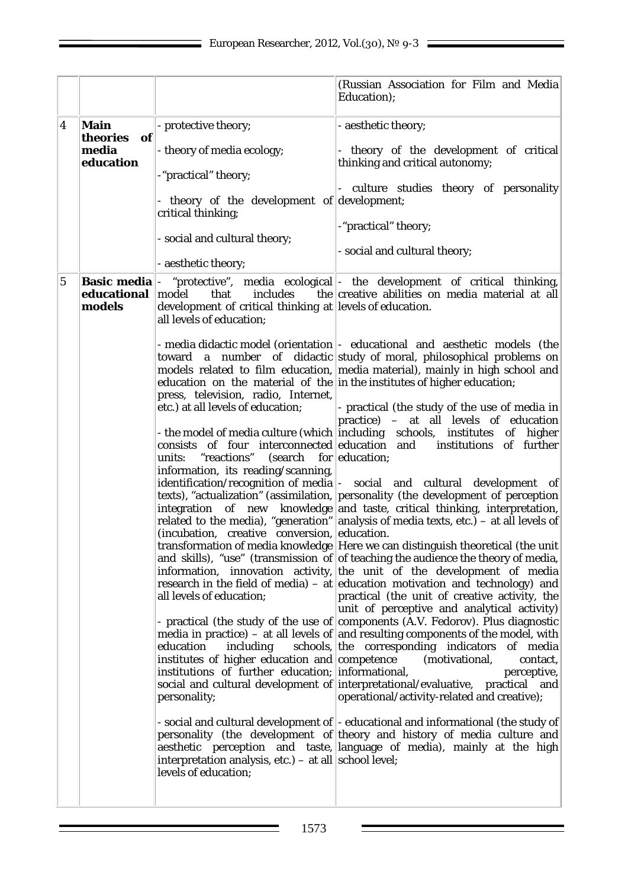| | | | |
|---|---|---|---|
| | | | (Russian Association for Film and Media Education); |
| 4 | **Main theories of media education** | - protective theory;<br><br>- theory of media ecology;<br><br>- "practical" theory;<br><br>- theory of the development of critical thinking;<br><br>- social and cultural theory;<br><br>- aesthetic theory; | - aesthetic theory;<br><br>- theory of the development of critical thinking and critical autonomy;<br><br>- culture studies theory of personality development;<br><br>- "practical" theory;<br><br>- social and cultural theory; |
| 5 | **Basic media educational models** | - "protective", media ecological model that includes the development of critical thinking at all levels of education;<br><br>- media didactic model (orientation toward a number of didactic models related to film education, education on the material of the press, television, radio, Internet, etc.) at all levels of education;<br><br>- the model of media culture (which consists of four interconnected units: "reactions" (search for information, its reading/scanning, identification/recognition of media texts), "actualization" (assimilation, integration of new knowledge related to the media), "generation" (incubation, creative conversion, transformation of media knowledge and skills), "use" (transmission of information, innovation activity, research in the field of media) – at all levels of education;<br><br>- practical (the study of the use of media in practice) – at all levels of education including schools, institutes of higher education and institutions of further education; social and cultural development of personality;<br><br>- social and cultural development of personality (the development of aesthetic perception and taste, interpretation analysis, etc.) – at all levels of education; | - the development of critical thinking, creative abilities on media material at all levels of education.<br><br>- educational and aesthetic models (the study of moral, philosophical problems on media material), mainly in high school and in the institutes of higher education;<br><br>- practical (the study of the use of media in practice) – at all levels of education including schools, institutes of higher education and institutions of further education;<br><br>- social and cultural development of personality (the development of perception and taste, critical thinking, interpretation, analysis of media texts, etc.) – at all levels of education. Here we can distinguish theoretical (the unit of teaching the audience the theory of media, the unit of the development of media education motivation and technology) and practical (the unit of creative activity, the unit of perceptive and analytical activity) components (A.V. Fedorov). Plus diagnostic and resulting components of the model, with the corresponding indicators of media competence (motivational, contact, informational, perceptive, interpretational/evaluative, practical and operational/activity-related and creative);<br><br>- educational and informational (the study of theory and history of media culture and language of media), mainly at the high school level; |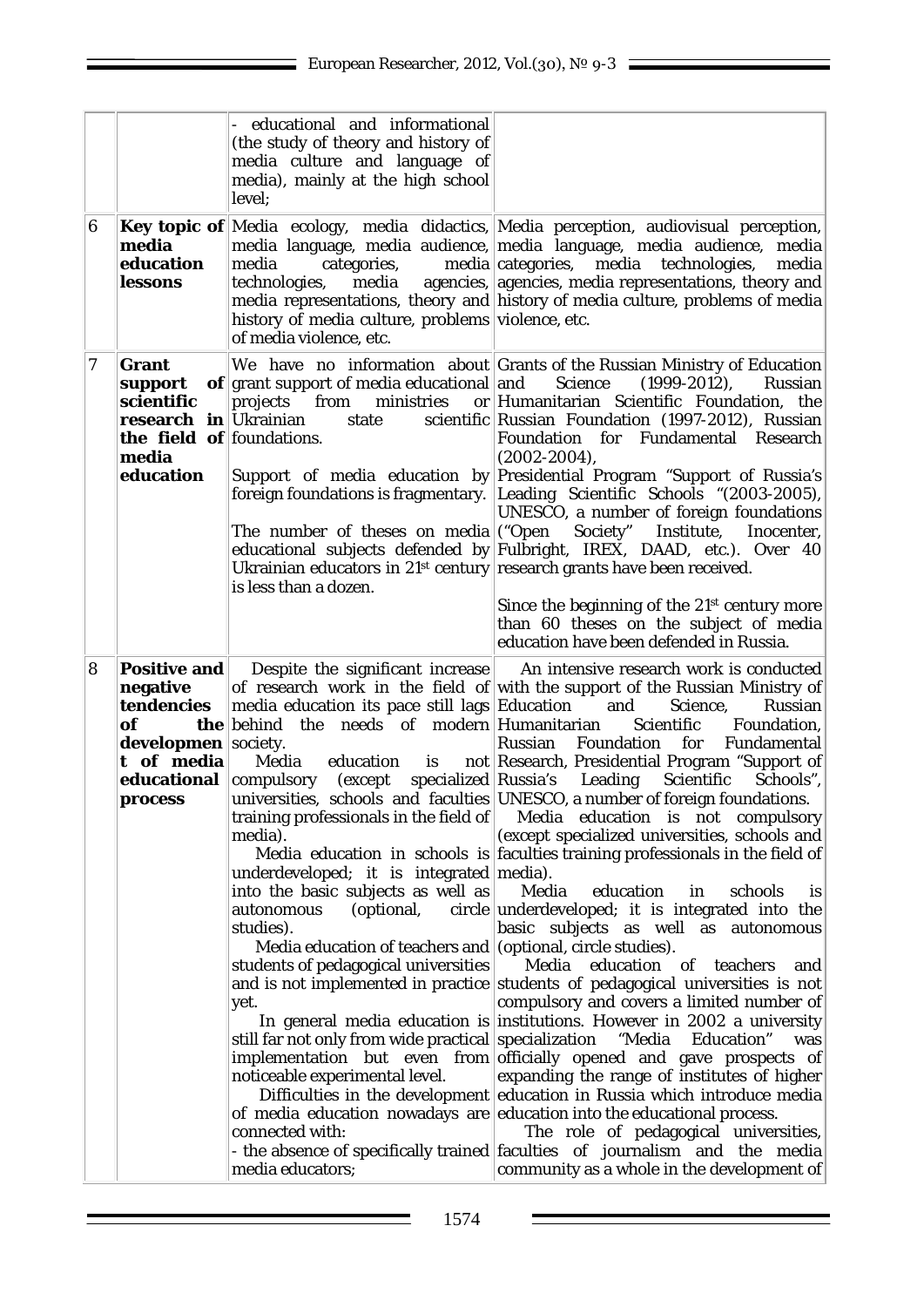| | | | |
|---|---|---|---|
| | | - educational and informational (the study of theory and history of media culture and language of media), mainly at the high school level; | |
| 6 | **Key topic of media education lessons** | Media ecology, media didactics, media language, media audience, media categories, media technologies, media agencies, media representations, theory and history of media culture, problems of media violence, etc. | Media perception, audiovisual perception, media language, media audience, media categories, media technologies, media agencies, media representations, theory and history of media culture, problems of media violence, etc. |
| 7 | **Grant support of scientific research in the field of media education** | We have no information about grant support of media educational projects from ministries or Ukrainian state scientific foundations.<br><br>Support of media education by foreign foundations is fragmentary.<br><br>The number of theses on media educational subjects defended by Ukrainian educators in 21st century is less than a dozen. | Grants of the Russian Ministry of Education and Science (1999-2012), Russian Humanitarian Scientific Foundation, the Russian Foundation (1997-2012), Russian Foundation for Fundamental Research (2002-2004), Presidential Program "Support of Russia's Leading Scientific Schools "(2003-2005), UNESCO, a number of foreign foundations ("Open Society" Institute, Inocenter, Fulbright, IREX, DAAD, etc.). Over 40 research grants have been received.<br><br>Since the beginning of the 21st century more than 60 theses on the subject of media education have been defended in Russia. |
| 8 | **Positive and negative tendencies of the development of media educational process** | Despite the significant increase of research work in the field of media education its pace still lags behind the needs of modern society.<br>Media education is not compulsory (except specialized universities, schools and faculties training professionals in the field of media).<br>Media education in schools is underdeveloped; it is integrated into the basic subjects as well as autonomous (optional, circle studies).<br>Media education of teachers and students of pedagogical universities and is not implemented in practice yet.<br>In general media education is still far not only from wide practical implementation but even from noticeable experimental level.<br>Difficulties in the development of media education nowadays are connected with:<br>- the absence of specifically trained media educators; | An intensive research work is conducted with the support of the Russian Ministry of Education and Science, Russian Humanitarian Scientific Foundation, Russian Foundation for Fundamental Research, Presidential Program "Support of Russia's Leading Scientific Schools", UNESCO, a number of foreign foundations.<br>Media education is not compulsory (except specialized universities, schools and faculties training professionals in the field of media).<br>Media education in schools is underdeveloped; it is integrated into the basic subjects as well as autonomous (optional, circle studies).<br>Media education of teachers and students of pedagogical universities is not compulsory and covers a limited number of institutions. However in 2002 a university specialization "Media Education" was officially opened and gave prospects of expanding the range of institutes of higher education in Russia which introduce media education into the educational process.<br>The role of pedagogical universities, faculties of journalism and the media community as a whole in the development of |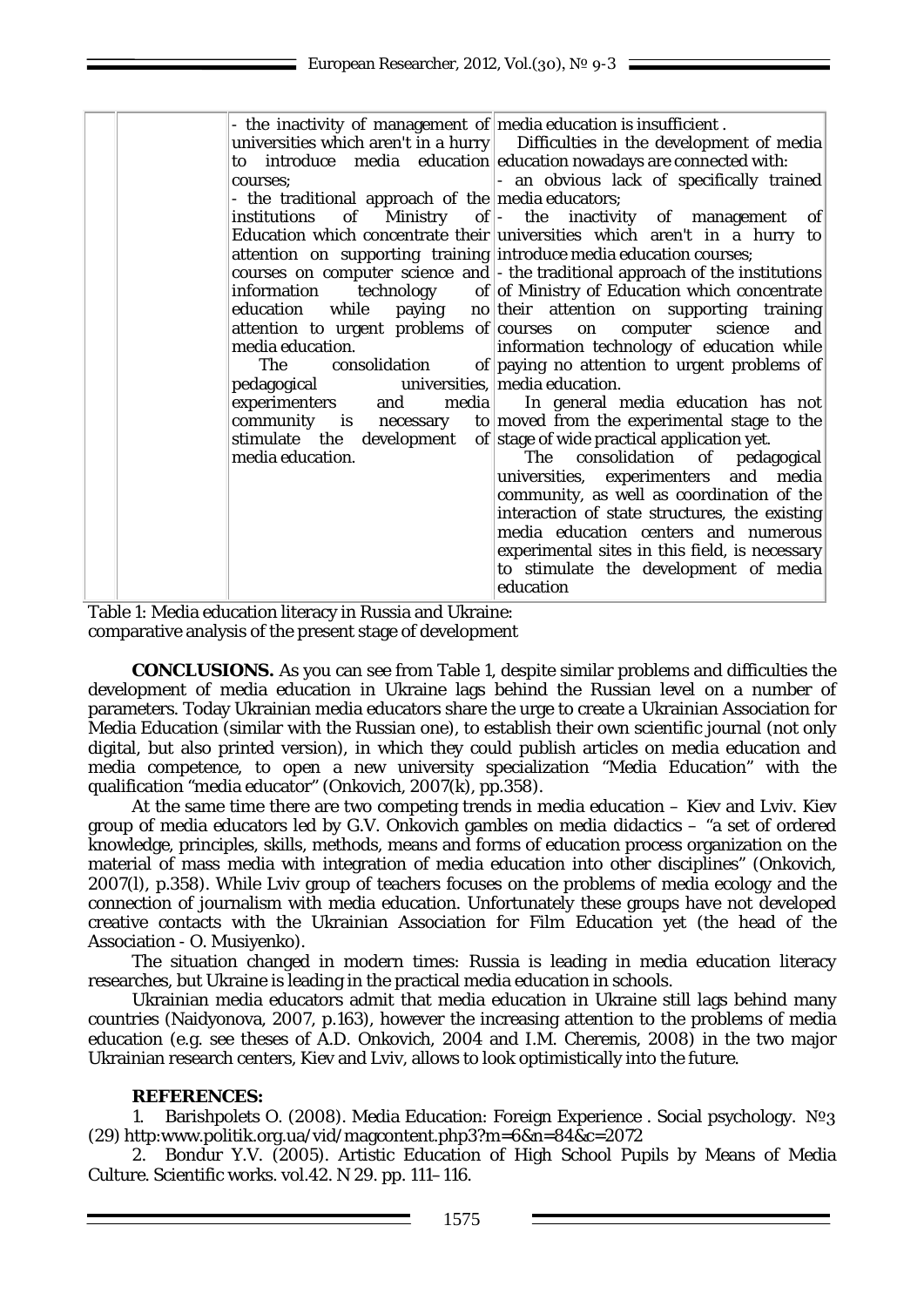| | | - the inactivity of management of universities which aren't in a hurry to introduce media education courses;<br>- the traditional approach of the institutions of Ministry of Education which concentrate their attention on supporting training courses on computer science and information technology of education while paying no attention to urgent problems of media education.<br>The consolidation of pedagogical universities, experimenters and media community is necessary to stimulate the development of media education. | media education is insufficient .<br>Difficulties in the development of media education nowadays are connected with:<br>- an obvious lack of specifically trained media educators;<br>- the inactivity of management of universities which aren't in a hurry to introduce media education courses;<br>- the traditional approach of the institutions of Ministry of Education which concentrate their attention on supporting training courses on computer science and information technology of education while paying no attention to urgent problems of media education.<br>In general media education has not moved from the experimental stage to the stage of wide practical application yet.<br>The consolidation of pedagogical universities, experimenters and media community, as well as coordination of the interaction of state structures, the existing media education centers and numerous experimental sites in this field, is necessary to stimulate the development of media education |
|---|---|---|---|

Table 1: Media education literacy in Russia and Ukraine: comparative analysis of the present stage of development

**CONCLUSIONS.** As you can see from Table 1, despite similar problems and difficulties the development of media education in Ukraine lags behind the Russian level on a number of parameters. Today Ukrainian media educators share the urge to create a Ukrainian Association for Media Education (similar with the Russian one), to establish their own scientific journal (not only digital, but also printed version), in which they could publish articles on media education and media competence, to open a new university specialization "Media Education" with the qualification "media educator" (Onkovich, 2007(k), pp.358).

At the same time there are two competing trends in media education – Kiev and Lviv. Kiev group of media educators led by G.V. Onkovich gambles on media didactics – "a set of ordered knowledge, principles, skills, methods, means and forms of education process organization on the material of mass media with integration of media education into other disciplines" (Onkovich, 2007(l), p.358). While Lviv group of teachers focuses on the problems of media ecology and the connection of journalism with media education. Unfortunately these groups have not developed creative contacts with the Ukrainian Association for Film Education yet (the head of the Association - O. Musiyenko).

The situation changed in modern times: Russia is leading in media education literacy researches, but Ukraine is leading in the practical media education in schools.

Ukrainian media educators admit that media education in Ukraine still lags behind many countries (Naidyonova, 2007, p.163), however the increasing attention to the problems of media education (e.g. see theses of A.D. Onkovich, 2004 and I.M. Cheremis, 2008) in the two major Ukrainian research centers, Kiev and Lviv, allows to look optimistically into the future.

**REFERENCES:**

1. Barishpolets O. (2008). Media Education: Foreign Experience . Social psychology. №3 (29) http:www.politik.org.ua/vid/magcontent.php3?m=6&n=84&c=2072
2. Bondur Y.V. (2005). Artistic Education of High School Pupils by Means of Media Culture. Scientific works. vol.42. N 29. pp. 111–116.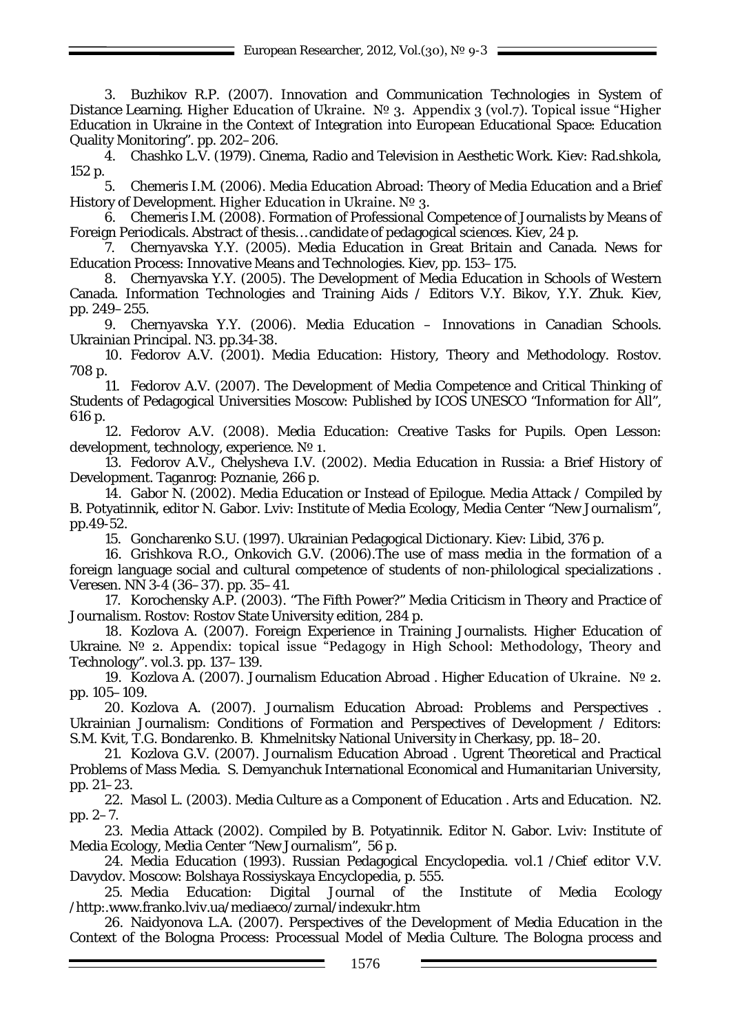3. Buzhikov R.P. (2007). Innovation and Communication Technologies in System of Distance Learning. Higher Education of Ukraine. № 3. Appendix 3 (vol.7). Topical issue "Higher Education in Ukraine in the Context of Integration into European Educational Space: Education Quality Monitoring". pp. 202–206.

4. Chashko L.V. (1979). Cinema, Radio and Television in Aesthetic Work. Kiev: Rad.shkola, 152 p.

5. Chemeris I.M. (2006). Media Education Abroad: Theory of Media Education and a Brief History of Development. Higher Education in Ukraine. № 3.

6. Chemeris I.M. (2008). Formation of Professional Competence of Journalists by Means of Foreign Periodicals. Abstract of thesis…candidate of pedagogical sciences. Kiev, 24 p.

7. Chernyavska Y.Y. (2005). Media Education in Great Britain and Canada. News for Education Process: Innovative Means and Technologies. Kiev, pp. 153–175.

8. Chernyavska Y.Y. (2005). The Development of Media Education in Schools of Western Canada. Information Technologies and Training Aids / Editors V.Y. Bikov, Y.Y. Zhuk. Kiev, pp. 249–255.

9. Chernyavska Y.Y. (2006). Media Education – Innovations in Canadian Schools. Ukrainian Principal. N3. pp.34-38.

10. Fedorov A.V. (2001). Media Education: History, Theory and Methodology. Rostov. 708 p.

11. Fedorov A.V. (2007). The Development of Media Competence and Critical Thinking of Students of Pedagogical Universities Moscow: Published by ICOS UNESCO "Information for All", 616 p.

12. Fedorov A.V. (2008). Media Education: Creative Tasks for Pupils. Open Lesson: development, technology, experience. № 1.

13. Fedorov A.V., Chelysheva I.V. (2002). Media Education in Russia: a Brief History of Development. Taganrog: Poznanie, 266 p.

14. Gabor N. (2002). Media Education or Instead of Epilogue. Media Attack / Compiled by B. Potyatinnik, editor N. Gabor. Lviv: Institute of Media Ecology, Media Center "New Journalism", pp.49-52.

15. Goncharenko S.U. (1997). Ukrainian Pedagogical Dictionary. Kiev: Libid, 376 p.

16. Grishkova R.O., Onkovich G.V. (2006).The use of mass media in the formation of a foreign language social and cultural competence of students of non-philological specializations . Veresen. NN 3-4 (36–37). pp. 35–41.

17. Korochensky A.P. (2003). "The Fifth Power?" Media Criticism in Theory and Practice of Journalism. Rostov: Rostov State University edition, 284 p.

18. Kozlova A. (2007). Foreign Experience in Training Journalists. Higher Education of Ukraine. № 2. Appendix: topical issue "Pedagogy in High School: Methodology, Theory and Technology". vol.3. pp. 137–139.

19. Kozlova A. (2007). Journalism Education Abroad . Higher Education of Ukraine. № 2. pp. 105–109.

20. Kozlova A. (2007). Journalism Education Abroad: Problems and Perspectives . Ukrainian Journalism: Conditions of Formation and Perspectives of Development / Editors: S.M. Kvit, T.G. Bondarenko. B. Khmelnitsky National University in Cherkasy, pp. 18–20.

21. Kozlova G.V. (2007). Journalism Education Abroad . Ugrent Theoretical and Practical Problems of Mass Media. S. Demyanchuk International Economical and Humanitarian University, pp. 21–23.

22. Masol L. (2003). Media Culture as a Component of Education . Arts and Education. N2. pp. 2–7.

23. Media Attack (2002). Compiled by B. Potyatinnik. Editor N. Gabor. Lviv: Institute of Media Ecology, Media Center "New Journalism", 56 p.

24. Media Education (1993). Russian Pedagogical Encyclopedia. vol.1 /Chief editor V.V. Davydov. Moscow: Bolshaya Rossiyskaya Encyclopedia, p. 555.

25. Media Education: Digital Journal of the Institute of Media Ecology /http:.www.franko.lviv.ua/mediaeco/zurnal/indexukr.htm

26. Naidyonova L.A. (2007). Perspectives of the Development of Media Education in the Context of the Bologna Process: Processual Model of Media Culture. The Bologna process and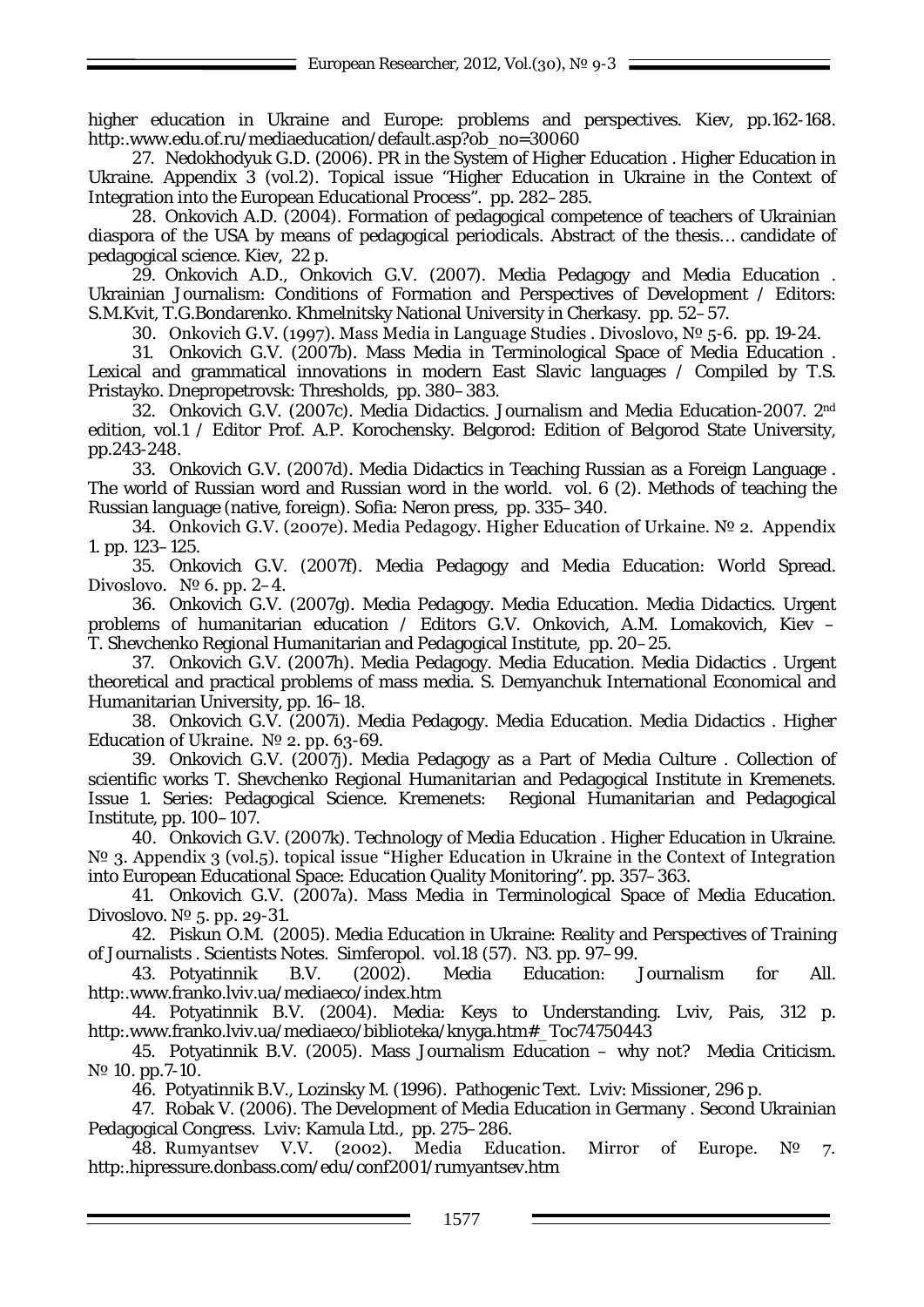higher education in Ukraine and Europe: problems and perspectives. Kiev, pp.162-168. http:.www.edu.of.ru/mediaeducation/default.asp?ob_no=30060

27. Nedokhodyuk G.D. (2006). PR in the System of Higher Education . Higher Education in Ukraine. Appendix 3 (vol.2). Topical issue "Higher Education in Ukraine in the Context of Integration into the European Educational Process". pp. 282–285.

28. Onkovich A.D. (2004). Formation of pedagogical competence of teachers of Ukrainian diaspora of the USA by means of pedagogical periodicals. Abstract of the thesis… candidate of pedagogical science. Kiev, 22 p.

29. Onkovich A.D., Onkovich G.V. (2007). Media Pedagogy and Media Education . Ukrainian Journalism: Conditions of Formation and Perspectives of Development / Editors: S.M.Kvit, T.G.Bondarenko. Khmelnitsky National University in Cherkasy. pp. 52–57.

30. Onkovich G.V. (1997). Mass Media in Language Studies . Divoslovo, № 5-6. pp. 19-24.

31. Onkovich G.V. (2007b). Mass Media in Terminological Space of Media Education . Lexical and grammatical innovations in modern East Slavic languages / Compiled by T.S. Pristayko. Dnepropetrovsk: Thresholds, pp. 380–383.

32. Onkovich G.V. (2007c). Media Didactics. Journalism and Media Education-2007. 2nd edition, vol.1 / Editor Prof. A.P. Korochensky. Belgorod: Edition of Belgorod State University, pp.243-248.

33. Onkovich G.V. (2007d). Media Didactics in Teaching Russian as a Foreign Language . The world of Russian word and Russian word in the world. vol. 6 (2). Methods of teaching the Russian language (native, foreign). Sofia: Neron press, pp. 335–340.

34. Onkovich G.V. (2007e). Media Pedagogy. Higher Education of Urkaine. № 2. Appendix 1. pp. 123–125.

35. Onkovich G.V. (2007f). Media Pedagogy and Media Education: World Spread. Divoslovo. № 6. pp. 2–4.

36. Onkovich G.V. (2007g). Media Pedagogy. Media Education. Media Didactics. Urgent problems of humanitarian education / Editors G.V. Onkovich, A.M. Lomakovich, Kiev – T. Shevchenko Regional Humanitarian and Pedagogical Institute, pp. 20–25.

37. Onkovich G.V. (2007h). Media Pedagogy. Media Education. Media Didactics . Urgent theoretical and practical problems of mass media. S. Demyanchuk International Economical and Humanitarian University, pp. 16–18.

38. Onkovich G.V. (2007i). Media Pedagogy. Media Education. Media Didactics . Higher Education of Ukraine. № 2. pp. 63-69.

39. Onkovich G.V. (2007j). Media Pedagogy as a Part of Media Culture . Collection of scientific works T. Shevchenko Regional Humanitarian and Pedagogical Institute in Kremenets. Issue 1. Series: Pedagogical Science. Kremenets: Regional Humanitarian and Pedagogical Institute, pp. 100–107.

40. Onkovich G.V. (2007k). Technology of Media Education . Higher Education in Ukraine. № 3. Appendix 3 (vol.5). topical issue "Higher Education in Ukraine in the Context of Integration into European Educational Space: Education Quality Monitoring". pp. 357–363.

41. Onkovich G.V. (2007a). Mass Media in Terminological Space of Media Education. Divoslovo. № 5. pp. 29-31.

42. Piskun O.M. (2005). Media Education in Ukraine: Reality and Perspectives of Training of Journalists . Scientists Notes. Simferopol. vol.18 (57). N3. pp. 97–99.

43. Potyatinnik B.V. (2002). Media Education: Journalism for All. http:.www.franko.lviv.ua/mediaeco/index.htm

44. Potyatinnik B.V. (2004). Media: Keys to Understanding. Lviv, Pais, 312 p. http:.www.franko.lviv.ua/mediaeco/biblioteka/knyga.htm#_Toc74750443

45. Potyatinnik B.V. (2005). Mass Journalism Education – why not? Media Criticism. № 10. pp.7-10.

46. Potyatinnik B.V., Lozinsky M. (1996). Pathogenic Text. Lviv: Missioner, 296 p.

47. Robak V. (2006). The Development of Media Education in Germany . Second Ukrainian Pedagogical Congress. Lviv: Kamula Ltd., pp. 275–286.

48. Rumyantsev V.V. (2002). Media Education. Mirror of Europe. № 7. http:.hipressure.donbass.com/edu/conf2001/rumyantsev.htm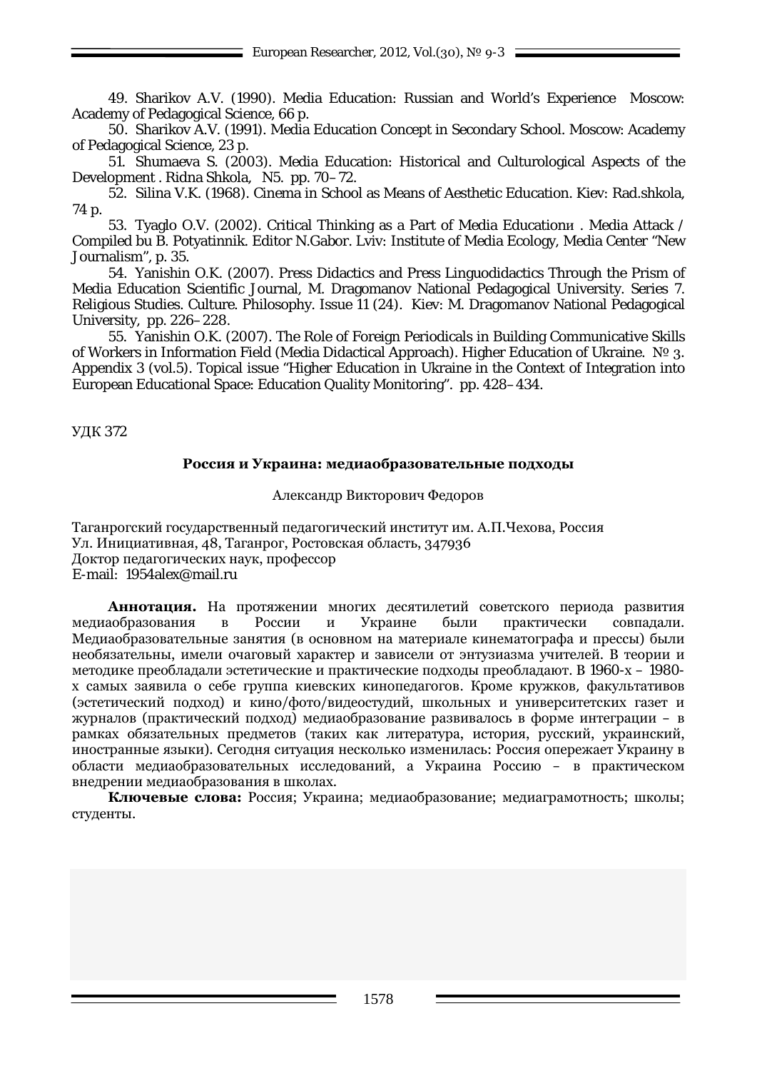49. Sharikov A.V. (1990). Media Education: Russian and World's Experience Moscow: Academy of Pedagogical Science, 66 p.

50. Sharikov A.V. (1991). Media Education Concept in Secondary School. Moscow: Academy of Pedagogical Science, 23 p.

51. Shumaeva S. (2003). Media Education: Historical and Culturological Aspects of the Development . Ridna Shkola, N5. pp. 70–72.

52. Silina V.K. (1968). Cinema in School as Means of Aesthetic Education. Kiev: Rad.shkola, 74 p.

53. Tyaglo O.V. (2002). Critical Thinking as a Part of Media Educationи . Media Attack / Compiled bu B. Potyatinnik. Editor N.Gabor. Lviv: Institute of Media Ecology, Media Center "New Journalism", p. 35.

54. Yanishin O.K. (2007). Press Didactics and Press Linguodidactics Through the Prism of Media Education Scientific Journal, M. Dragomanov National Pedagogical University. Series 7. Religious Studies. Culture. Philosophy. Issue 11 (24). Kiev: M. Dragomanov National Pedagogical University, pp. 226–228.

55. Yanishin O.K. (2007). The Role of Foreign Periodicals in Building Communicative Skills of Workers in Information Field (Media Didactical Approach). Higher Education of Ukraine. № 3. Appendix 3 (vol.5). Topical issue "Higher Education in Ukraine in the Context of Integration into European Educational Space: Education Quality Monitoring". pp. 428–434.

УДК 372

## Россия и Украина: медиаобразовательные подходы

Александр Викторович Федоров

Таганрогский государственный педагогический институт им. А.П.Чехова, Россия
Ул. Инициативная, 48, Таганрог, Ростовская область, 347936
Доктор педагогических наук, профессор
E-mail: 1954alex@mail.ru

**Аннотация.** На протяжении многих десятилетий советского периода развития медиаобразования в России и Украине были практически совпадали. Медиаобразовательные занятия (в основном на материале кинематографа и прессы) были необязательны, имели очаговый характер и зависели от энтузиазма учителей. В теории и методике преобладали эстетические и практические подходы преобладают. В 1960-х – 1980-х самых заявила о себе группа киевских кинопедагогов. Кроме кружков, факультативов (эстетический подход) и кино/фото/видеостудий, школьных и университетских газет и журналов (практический подход) медиаобразование развивалось в форме интеграции – в рамках обязательных предметов (таких как литература, история, русский, украинский, иностранные языки). Сегодня ситуация несколько изменилась: Россия опережает Украину в области медиаобразовательных исследований, а Украина Россию – в практическом внедрении медиаобразования в школах.

**Ключевые слова:** Россия; Украина; медиаобразование; медиаграмотность; школы; студенты.